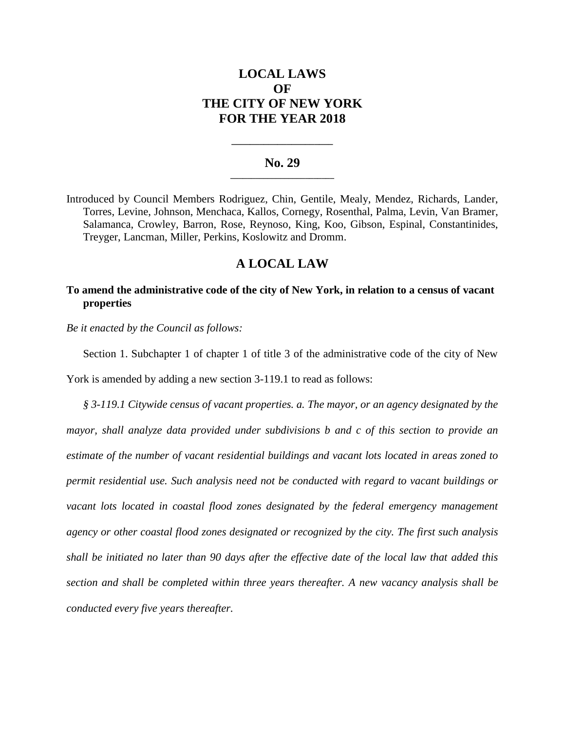# LOCAL LAWS
# OF
# THE CITY OF NEW YORK
# FOR THE YEAR 2018

---

## No. 29

---

Introduced by Council Members Rodriguez, Chin, Gentile, Mealy, Mendez, Richards, Lander, Torres, Levine, Johnson, Menchaca, Kallos, Cornegy, Rosenthal, Palma, Levin, Van Bramer, Salamanca, Crowley, Barron, Rose, Reynoso, King, Koo, Gibson, Espinal, Constantinides, Treyger, Lancman, Miller, Perkins, Koslowitz and Dromm.

## A LOCAL LAW

**To amend the administrative code of the city of New York, in relation to a census of vacant properties**

*Be it enacted by the Council as follows:*

Section 1. Subchapter 1 of chapter 1 of title 3 of the administrative code of the city of New York is amended by adding a new section 3-119.1 to read as follows:

*§ 3-119.1 Citywide census of vacant properties. a. The mayor, or an agency designated by the mayor, shall analyze data provided under subdivisions b and c of this section to provide an estimate of the number of vacant residential buildings and vacant lots located in areas zoned to permit residential use. Such analysis need not be conducted with regard to vacant buildings or vacant lots located in coastal flood zones designated by the federal emergency management agency or other coastal flood zones designated or recognized by the city. The first such analysis shall be initiated no later than 90 days after the effective date of the local law that added this section and shall be completed within three years thereafter. A new vacancy analysis shall be conducted every five years thereafter.*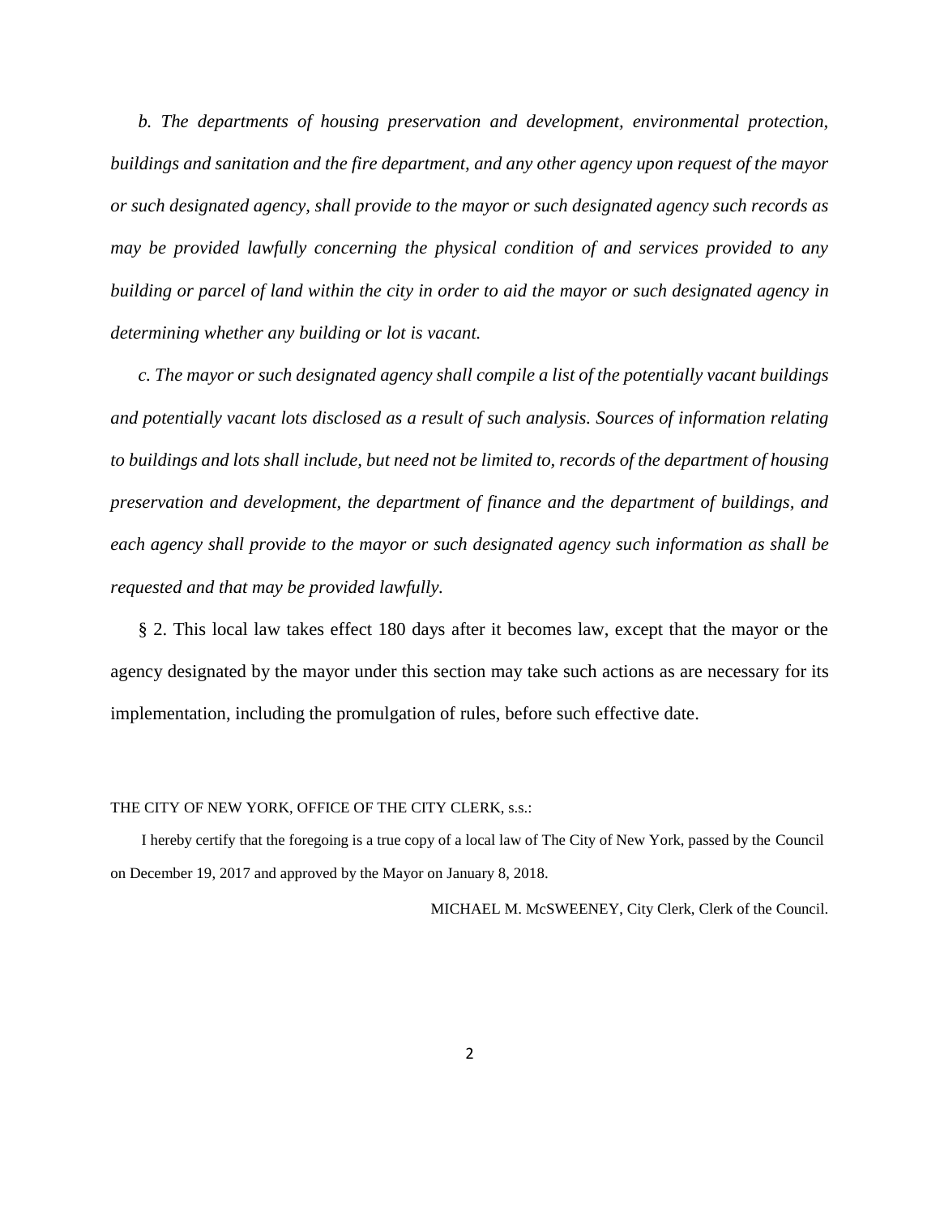*b. The departments of housing preservation and development, environmental protection, buildings and sanitation and the fire department, and any other agency upon request of the mayor or such designated agency, shall provide to the mayor or such designated agency such records as may be provided lawfully concerning the physical condition of and services provided to any building or parcel of land within the city in order to aid the mayor or such designated agency in determining whether any building or lot is vacant.*

*c. The mayor or such designated agency shall compile a list of the potentially vacant buildings and potentially vacant lots disclosed as a result of such analysis. Sources of information relating to buildings and lots shall include, but need not be limited to, records of the department of housing preservation and development, the department of finance and the department of buildings, and each agency shall provide to the mayor or such designated agency such information as shall be requested and that may be provided lawfully.*

§ 2. This local law takes effect 180 days after it becomes law, except that the mayor or the agency designated by the mayor under this section may take such actions as are necessary for its implementation, including the promulgation of rules, before such effective date.

THE CITY OF NEW YORK, OFFICE OF THE CITY CLERK, s.s.:

I hereby certify that the foregoing is a true copy of a local law of The City of New York, passed by the Council on December 19, 2017 and approved by the Mayor on January 8, 2018.

MICHAEL M. McSWEENEY, City Clerk, Clerk of the Council.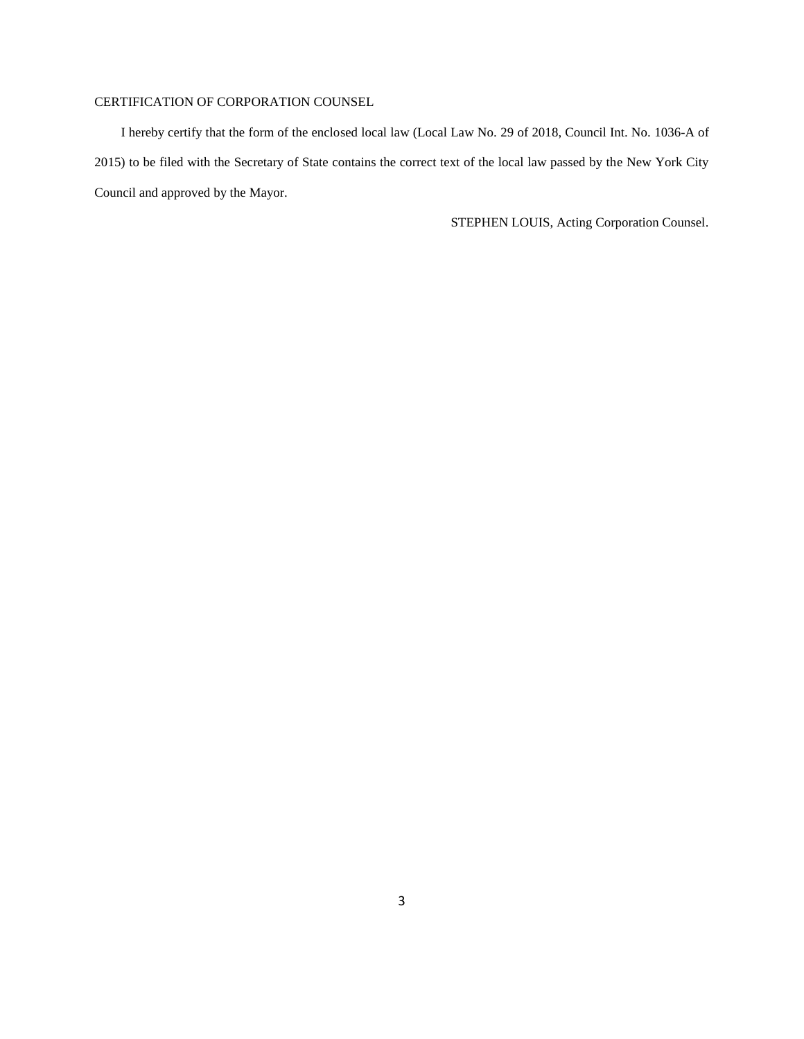CERTIFICATION OF CORPORATION COUNSEL

I hereby certify that the form of the enclosed local law (Local Law No. 29 of 2018, Council Int. No. 1036-A of 2015) to be filed with the Secretary of State contains the correct text of the local law passed by the New York City Council and approved by the Mayor.

STEPHEN LOUIS, Acting Corporation Counsel.